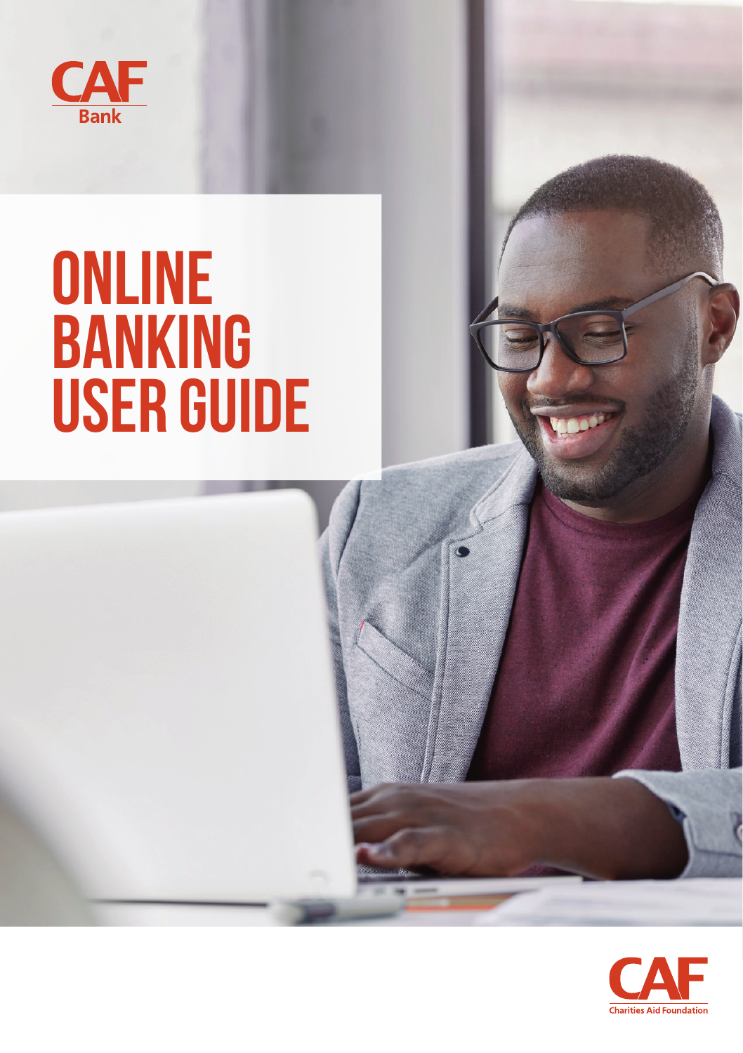CAF Bank

# ONLINE BANKING USER GUIDE

CAF Charities Aid Foundation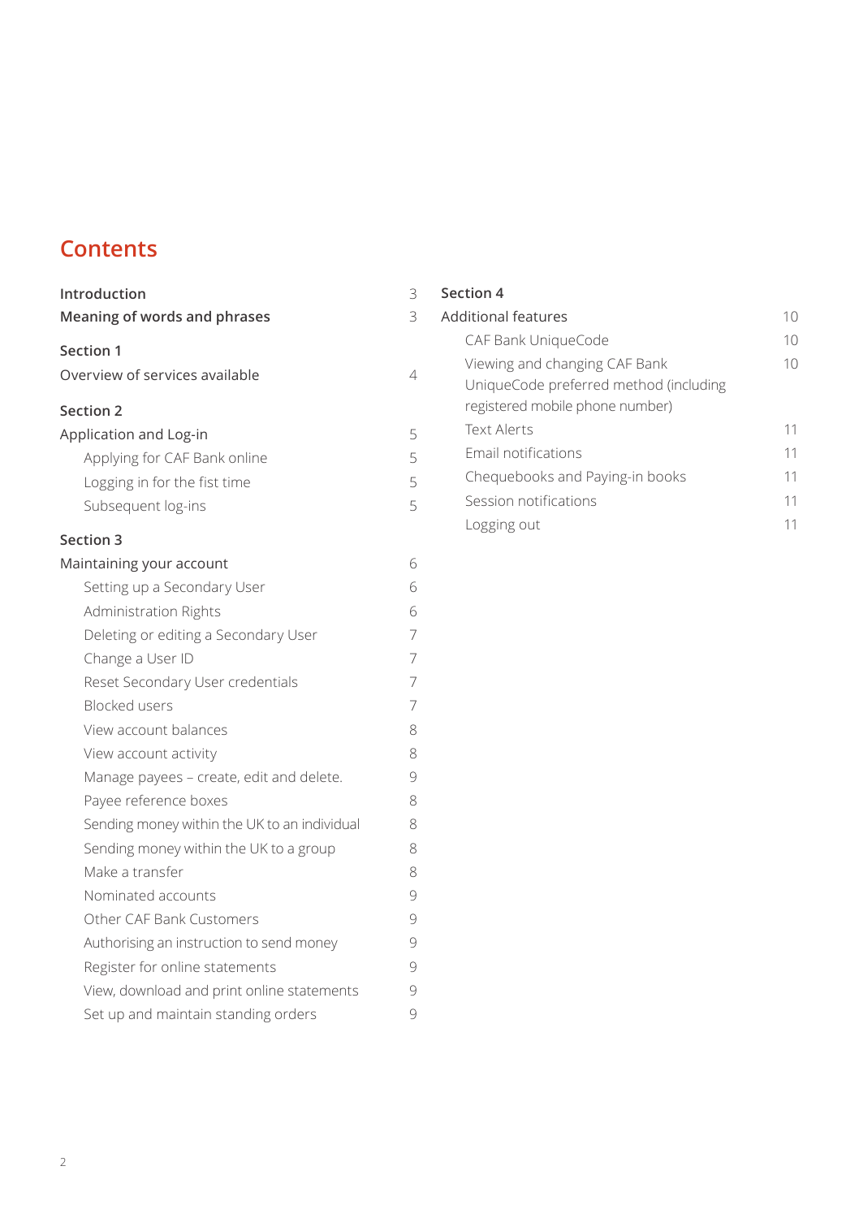# Contents

| | |
|---|---|
| **Introduction** | 3 |
| **Meaning of words and phrases** | 3 |
| **Section 1** | |
| Overview of services available | 4 |
| **Section 2** | |
| Application and Log-in | 5 |
| Applying for CAF Bank online | 5 |
| Logging in for the fist time | 5 |
| Subsequent log-ins | 5 |
| **Section 3** | |
| Maintaining your account | 6 |
| Setting up a Secondary User | 6 |
| Administration Rights | 6 |
| Deleting or editing a Secondary User | 7 |
| Change a User ID | 7 |
| Reset Secondary User credentials | 7 |
| Blocked users | 7 |
| View account balances | 8 |
| View account activity | 8 |
| Manage payees – create, edit and delete. | 9 |
| Payee reference boxes | 8 |
| Sending money within the UK to an individual | 8 |
| Sending money within the UK to a group | 8 |
| Make a transfer | 8 |
| Nominated accounts | 9 |
| Other CAF Bank Customers | 9 |
| Authorising an instruction to send money | 9 |
| Register for online statements | 9 |
| View, download and print online statements | 9 |
| Set up and maintain standing orders | 9 |
| **Section 4** | |
| Additional features | 10 |
| CAF Bank UniqueCode | 10 |
| Viewing and changing CAF Bank UniqueCode preferred method (including registered mobile phone number) | 10 |
| Text Alerts | 11 |
| Email notifications | 11 |
| Chequebooks and Paying-in books | 11 |
| Session notifications | 11 |
| Logging out | 11 |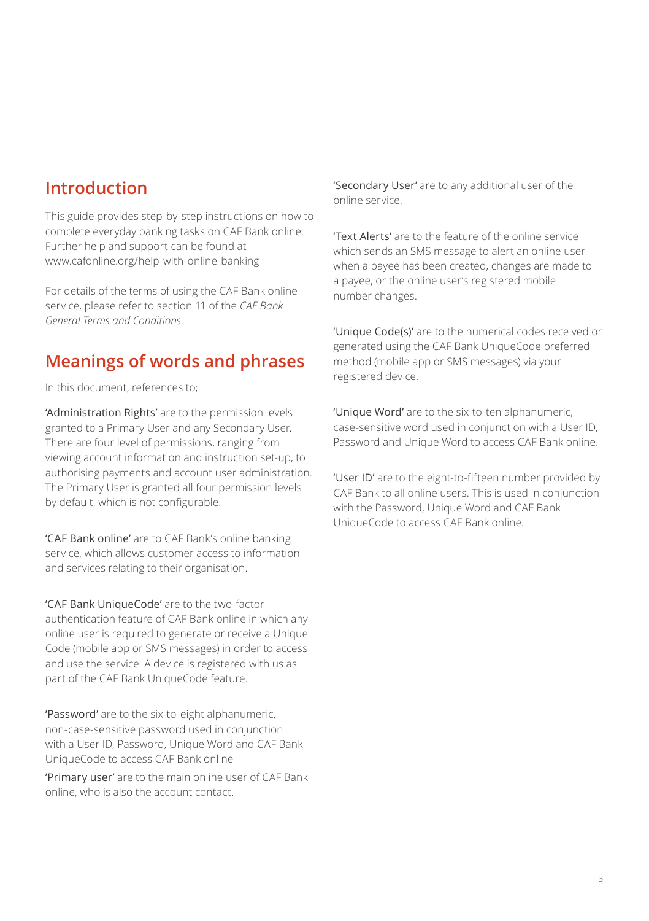## Introduction

This guide provides step-by-step instructions on how to complete everyday banking tasks on CAF Bank online. Further help and support can be found at www.cafonline.org/help-with-online-banking

For details of the terms of using the CAF Bank online service, please refer to section 11 of the *CAF Bank General Terms and Conditions*.

## Meanings of words and phrases

In this document, references to;

'Administration Rights' are to the permission levels granted to a Primary User and any Secondary User. There are four level of permissions, ranging from viewing account information and instruction set-up, to authorising payments and account user administration. The Primary User is granted all four permission levels by default, which is not configurable.

'CAF Bank online' are to CAF Bank's online banking service, which allows customer access to information and services relating to their organisation.

'CAF Bank UniqueCode' are to the two-factor authentication feature of CAF Bank online in which any online user is required to generate or receive a Unique Code (mobile app or SMS messages) in order to access and use the service. A device is registered with us as part of the CAF Bank UniqueCode feature.

'Password' are to the six-to-eight alphanumeric, non-case-sensitive password used in conjunction with a User ID, Password, Unique Word and CAF Bank UniqueCode to access CAF Bank online

'Primary user' are to the main online user of CAF Bank online, who is also the account contact.

'Secondary User' are to any additional user of the online service.

'Text Alerts' are to the feature of the online service which sends an SMS message to alert an online user when a payee has been created, changes are made to a payee, or the online user's registered mobile number changes.

'Unique Code(s)' are to the numerical codes received or generated using the CAF Bank UniqueCode preferred method (mobile app or SMS messages) via your registered device.

'Unique Word' are to the six-to-ten alphanumeric, case-sensitive word used in conjunction with a User ID, Password and Unique Word to access CAF Bank online.

'User ID' are to the eight-to-fifteen number provided by CAF Bank to all online users. This is used in conjunction with the Password, Unique Word and CAF Bank UniqueCode to access CAF Bank online.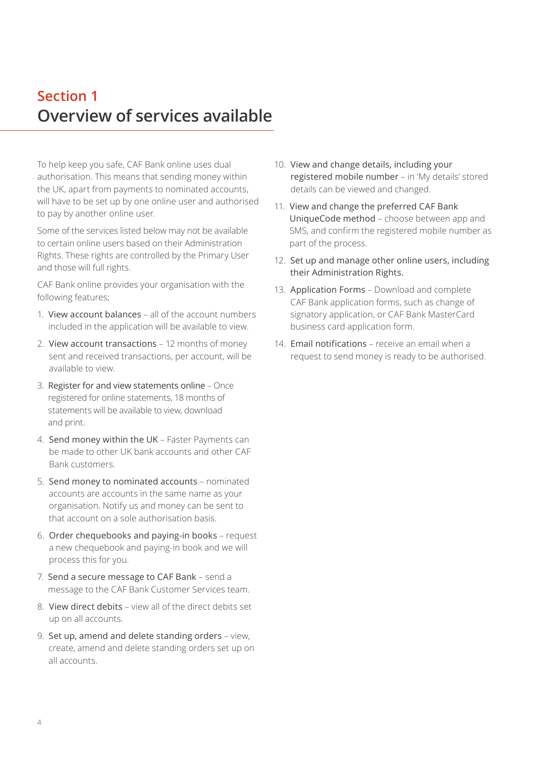## Section 1
# Overview of services available

To help keep you safe, CAF Bank online uses dual authorisation. This means that sending money within the UK, apart from payments to nominated accounts, will have to be set up by one online user and authorised to pay by another online user.

Some of the services listed below may not be available to certain online users based on their Administration Rights. These rights are controlled by the Primary User and those will full rights.

CAF Bank online provides your organisation with the following features;

1. View account balances – all of the account numbers included in the application will be available to view.
2. View account transactions – 12 months of money sent and received transactions, per account, will be available to view.
3. Register for and view statements online – Once registered for online statements, 18 months of statements will be available to view, download and print.
4. Send money within the UK – Faster Payments can be made to other UK bank accounts and other CAF Bank customers.
5. Send money to nominated accounts – nominated accounts are accounts in the same name as your organisation. Notify us and money can be sent to that account on a sole authorisation basis.
6. Order chequebooks and paying-in books – request a new chequebook and paying-in book and we will process this for you.
7. Send a secure message to CAF Bank – send a message to the CAF Bank Customer Services team.
8. View direct debits – view all of the direct debits set up on all accounts.
9. Set up, amend and delete standing orders – view, create, amend and delete standing orders set up on all accounts.
10. View and change details, including your registered mobile number – in 'My details' stored details can be viewed and changed.
11. View and change the preferred CAF Bank UniqueCode method – choose between app and SMS, and confirm the registered mobile number as part of the process.
12. Set up and manage other online users, including their Administration Rights.
13. Application Forms – Download and complete CAF Bank application forms, such as change of signatory application, or CAF Bank MasterCard business card application form.
14. Email notifications – receive an email when a request to send money is ready to be authorised.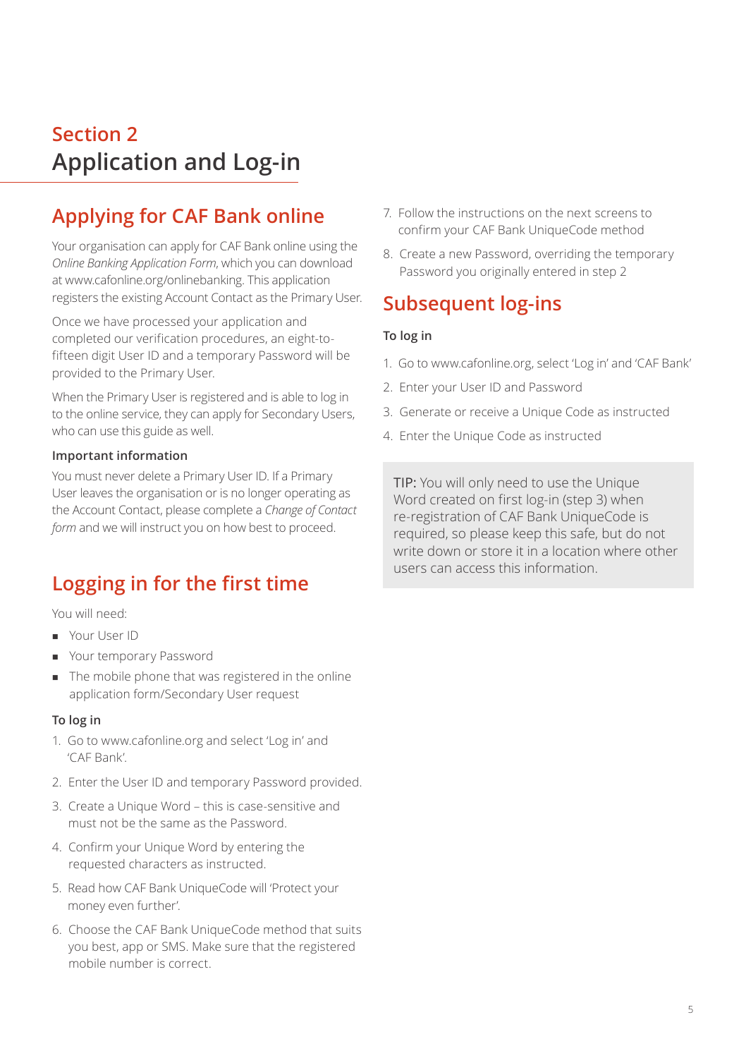# Section 2
# Application and Log-in

## Applying for CAF Bank online

Your organisation can apply for CAF Bank online using the *Online Banking Application Form*, which you can download at www.cafonline.org/onlinebanking. This application registers the existing Account Contact as the Primary User.

Once we have processed your application and completed our verification procedures, an eight-to-fifteen digit User ID and a temporary Password will be provided to the Primary User.

When the Primary User is registered and is able to log in to the online service, they can apply for Secondary Users, who can use this guide as well.

### Important information

You must never delete a Primary User ID. If a Primary User leaves the organisation or is no longer operating as the Account Contact, please complete a *Change of Contact form* and we will instruct you on how best to proceed.

## Logging in for the first time

You will need:

- Your User ID
- Your temporary Password
- The mobile phone that was registered in the online application form/Secondary User request

### To log in

1. Go to www.cafonline.org and select 'Log in' and 'CAF Bank'.
2. Enter the User ID and temporary Password provided.
3. Create a Unique Word – this is case-sensitive and must not be the same as the Password.
4. Confirm your Unique Word by entering the requested characters as instructed.
5. Read how CAF Bank UniqueCode will 'Protect your money even further'.
6. Choose the CAF Bank UniqueCode method that suits you best, app or SMS. Make sure that the registered mobile number is correct.
7. Follow the instructions on the next screens to confirm your CAF Bank UniqueCode method
8. Create a new Password, overriding the temporary Password you originally entered in step 2

## Subsequent log-ins

### To log in

1. Go to www.cafonline.org, select 'Log in' and 'CAF Bank'
2. Enter your User ID and Password
3. Generate or receive a Unique Code as instructed
4. Enter the Unique Code as instructed

TIP: You will only need to use the Unique Word created on first log-in (step 3) when re-registration of CAF Bank UniqueCode is required, so please keep this safe, but do not write down or store it in a location where other users can access this information.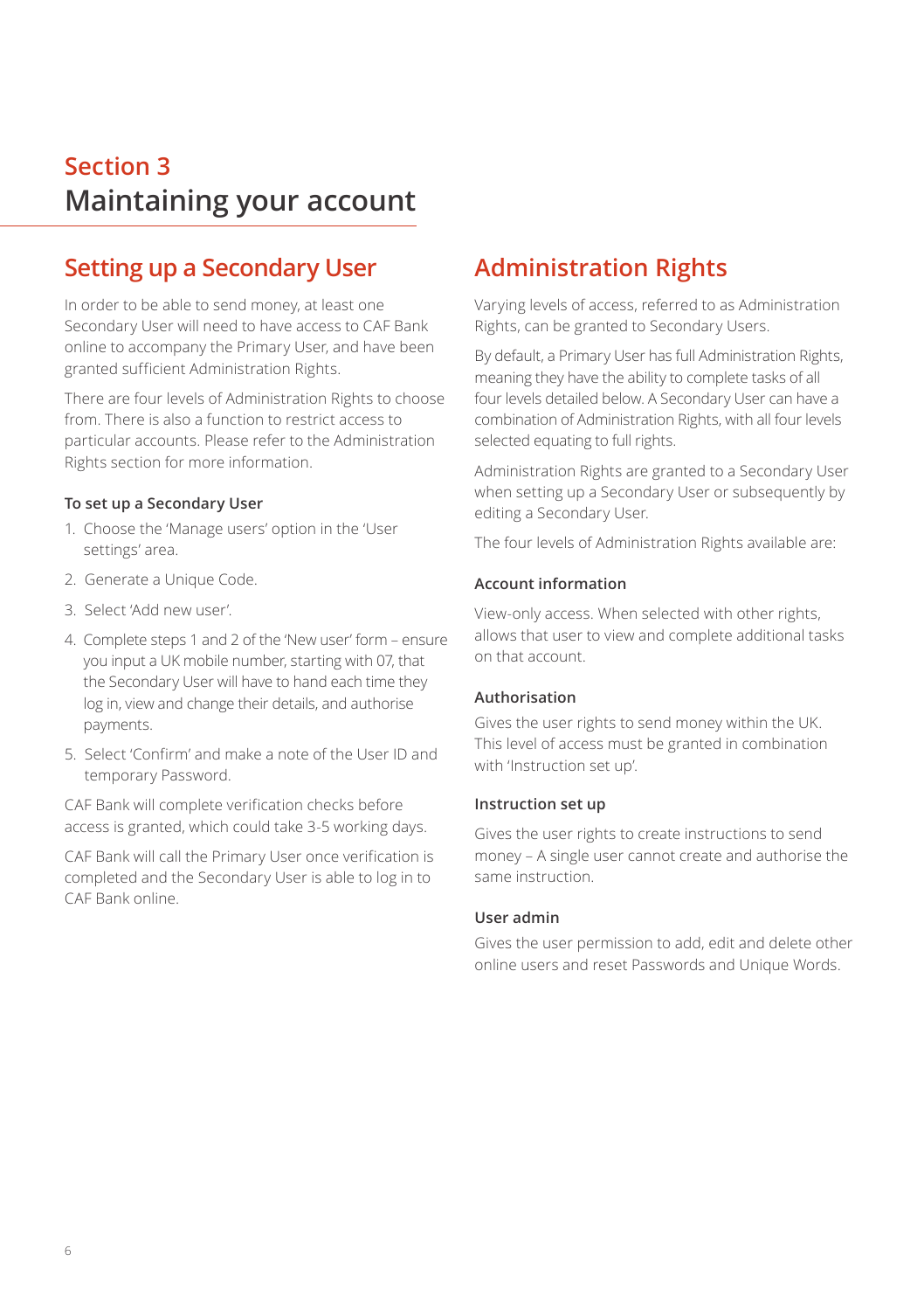# Section 3
# Maintaining your account

## Setting up a Secondary User

In order to be able to send money, at least one Secondary User will need to have access to CAF Bank online to accompany the Primary User, and have been granted sufficient Administration Rights.

There are four levels of Administration Rights to choose from. There is also a function to restrict access to particular accounts. Please refer to the Administration Rights section for more information.

### To set up a Secondary User

1. Choose the 'Manage users' option in the 'User settings' area.
2. Generate a Unique Code.
3. Select 'Add new user'.
4. Complete steps 1 and 2 of the 'New user' form – ensure you input a UK mobile number, starting with 07, that the Secondary User will have to hand each time they log in, view and change their details, and authorise payments.
5. Select 'Confirm' and make a note of the User ID and temporary Password.

CAF Bank will complete verification checks before access is granted, which could take 3-5 working days.

CAF Bank will call the Primary User once verification is completed and the Secondary User is able to log in to CAF Bank online.

## Administration Rights

Varying levels of access, referred to as Administration Rights, can be granted to Secondary Users.

By default, a Primary User has full Administration Rights, meaning they have the ability to complete tasks of all four levels detailed below. A Secondary User can have a combination of Administration Rights, with all four levels selected equating to full rights.

Administration Rights are granted to a Secondary User when setting up a Secondary User or subsequently by editing a Secondary User.

The four levels of Administration Rights available are:

### Account information

View-only access. When selected with other rights, allows that user to view and complete additional tasks on that account.

### Authorisation

Gives the user rights to send money within the UK. This level of access must be granted in combination with 'Instruction set up'.

### Instruction set up

Gives the user rights to create instructions to send money – A single user cannot create and authorise the same instruction.

### User admin

Gives the user permission to add, edit and delete other online users and reset Passwords and Unique Words.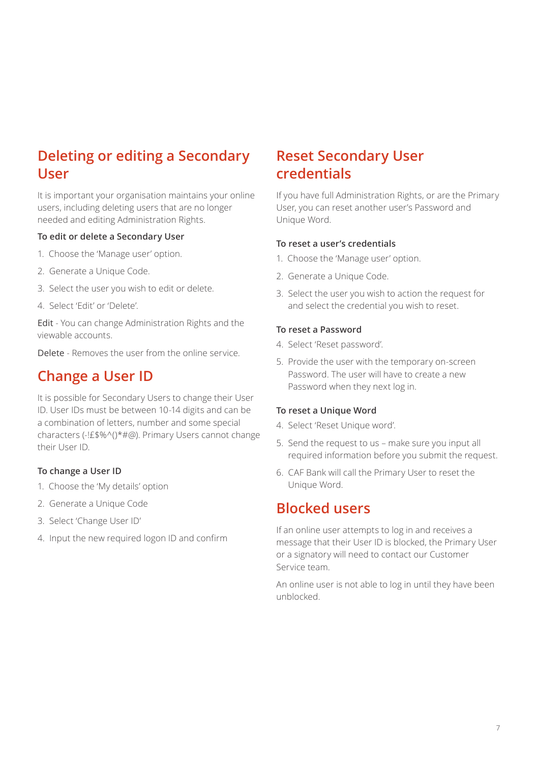## Deleting or editing a Secondary User

It is important your organisation maintains your online users, including deleting users that are no longer needed and editing Administration Rights.

**To edit or delete a Secondary User**

1. Choose the 'Manage user' option.
2. Generate a Unique Code.
3. Select the user you wish to edit or delete.
4. Select 'Edit' or 'Delete'.

**Edit** - You can change Administration Rights and the viewable accounts.

**Delete** - Removes the user from the online service.

## Change a User ID

It is possible for Secondary Users to change their User ID. User IDs must be between 10-14 digits and can be a combination of letters, number and some special characters (-!£$%^()*#@). Primary Users cannot change their User ID.

**To change a User ID**

1. Choose the 'My details' option
2. Generate a Unique Code
3. Select 'Change User ID'
4. Input the new required logon ID and confirm

## Reset Secondary User credentials

If you have full Administration Rights, or are the Primary User, you can reset another user's Password and Unique Word.

**To reset a user's credentials**

1. Choose the 'Manage user' option.
2. Generate a Unique Code.
3. Select the user you wish to action the request for and select the credential you wish to reset.

**To reset a Password**

4. Select 'Reset password'.
5. Provide the user with the temporary on-screen Password. The user will have to create a new Password when they next log in.

**To reset a Unique Word**

4. Select 'Reset Unique word'.
5. Send the request to us – make sure you input all required information before you submit the request.
6. CAF Bank will call the Primary User to reset the Unique Word.

## Blocked users

If an online user attempts to log in and receives a message that their User ID is blocked, the Primary User or a signatory will need to contact our Customer Service team.

An online user is not able to log in until they have been unblocked.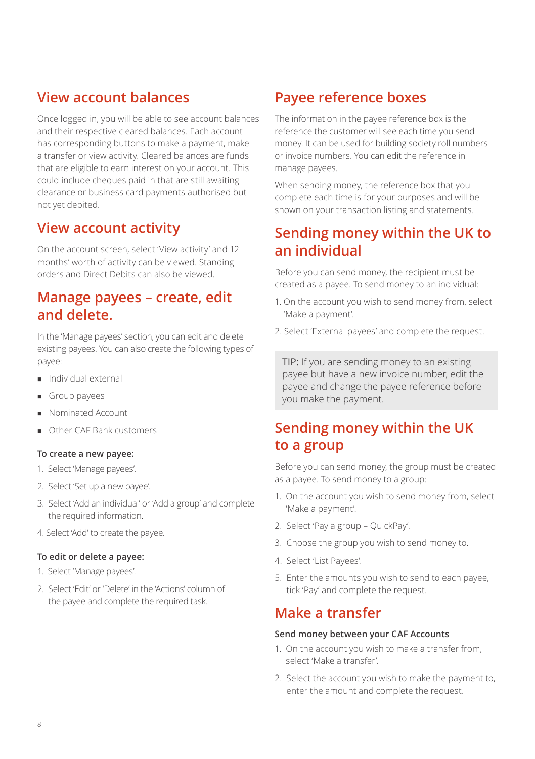## View account balances

Once logged in, you will be able to see account balances and their respective cleared balances. Each account has corresponding buttons to make a payment, make a transfer or view activity. Cleared balances are funds that are eligible to earn interest on your account. This could include cheques paid in that are still awaiting clearance or business card payments authorised but not yet debited.

## View account activity

On the account screen, select 'View activity' and 12 months' worth of activity can be viewed. Standing orders and Direct Debits can also be viewed.

## Manage payees – create, edit and delete.

In the 'Manage payees' section, you can edit and delete existing payees. You can also create the following types of payee:

- Individual external
- Group payees
- Nominated Account
- Other CAF Bank customers

**To create a new payee:**

1. Select 'Manage payees'.
2. Select 'Set up a new payee'.
3. Select 'Add an individual' or 'Add a group' and complete the required information.
4. Select 'Add' to create the payee.

**To edit or delete a payee:**

1. Select 'Manage payees'.
2. Select 'Edit' or 'Delete' in the 'Actions' column of the payee and complete the required task.

## Payee reference boxes

The information in the payee reference box is the reference the customer will see each time you send money. It can be used for building society roll numbers or invoice numbers. You can edit the reference in manage payees.

When sending money, the reference box that you complete each time is for your purposes and will be shown on your transaction listing and statements.

## Sending money within the UK to an individual

Before you can send money, the recipient must be created as a payee. To send money to an individual:

1. On the account you wish to send money from, select 'Make a payment'.
2. Select 'External payees' and complete the request.

TIP: If you are sending money to an existing payee but have a new invoice number, edit the payee and change the payee reference before you make the payment.

## Sending money within the UK to a group

Before you can send money, the group must be created as a payee. To send money to a group:

1. On the account you wish to send money from, select 'Make a payment'.
2. Select 'Pay a group – QuickPay'.
3. Choose the group you wish to send money to.
4. Select 'List Payees'.
5. Enter the amounts you wish to send to each payee, tick 'Pay' and complete the request.

## Make a transfer

**Send money between your CAF Accounts**

1. On the account you wish to make a transfer from, select 'Make a transfer'.
2. Select the account you wish to make the payment to, enter the amount and complete the request.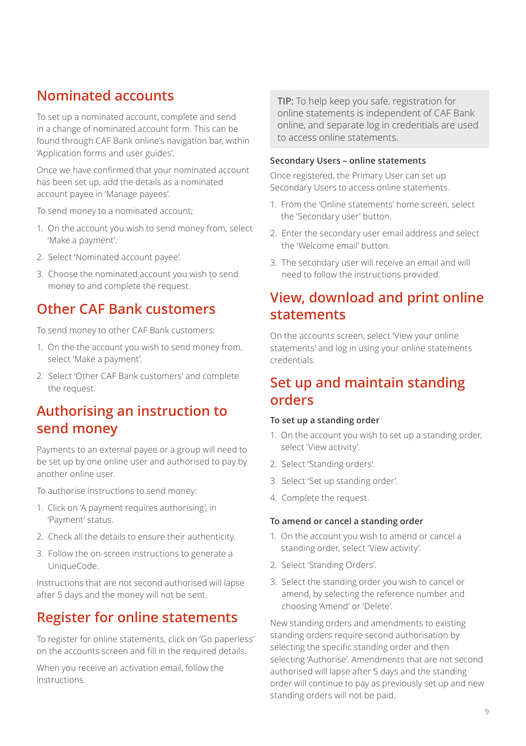## Nominated accounts

To set up a nominated account, complete and send in a change of nominated account form. This can be found through CAF Bank online's navigation bar, within 'Application forms and user guides'.

Once we have confirmed that your nominated account has been set up, add the details as a nominated account payee in 'Manage payees'.

To send money to a nominated account;

1. On the account you wish to send money from, select 'Make a payment'.
2. Select 'Nominated account payee'.
3. Choose the nominated account you wish to send money to and complete the request.

## Other CAF Bank customers

To send money to other CAF Bank customers:

1. On the the account you wish to send money from, select 'Make a payment'.
2. Select 'Other CAF Bank customers' and complete the request.

## Authorising an instruction to send money

Payments to an external payee or a group will need to be set up by one online user and authorised to pay by another online user.

To authorise instructions to send money:

1. Click on 'A payment requires authorising', in 'Payment' status.
2. Check all the details to ensure their authenticity.
3. Follow the on-screen instructions to generate a UniqueCode.

Instructions that are not second authorised will lapse after 5 days and the money will not be sent.

## Register for online statements

To register for online statements, click on 'Go paperless' on the accounts screen and fill in the required details.

When you receive an activation email, follow the instructions.

> TIP: To help keep you safe, registration for online statements is independent of CAF Bank online, and separate log in credentials are used to access online statements.

### Secondary Users – online statements

Once registered, the Primary User can set up Secondary Users to access online statements.

1. From the 'Online statements' home screen, select the 'Secondary user' button.
2. Enter the secondary user email address and select the 'Welcome email' button.
3. The secondary user will receive an email and will need to follow the instructions provided.

## View, download and print online statements

On the accounts screen, select 'View your online statements' and log in using your online statements credentials.

## Set up and maintain standing orders

### To set up a standing order

1. On the account you wish to set up a standing order, select 'View activity'.
2. Select 'Standing orders'.
3. Select 'Set up standing order'.
4. Complete the request.

### To amend or cancel a standing order

1. On the account you wish to amend or cancel a standing order, select 'View activity'.
2. Select 'Standing Orders'.
3. Select the standing order you wish to cancel or amend, by selecting the reference number and choosing 'Amend' or 'Delete'.

New standing orders and amendments to existing standing orders require second authorisation by selecting the specific standing order and then selecting 'Authorise'. Amendments that are not second authorised will lapse after 5 days and the standing order will continue to pay as previously set up and new standing orders will not be paid.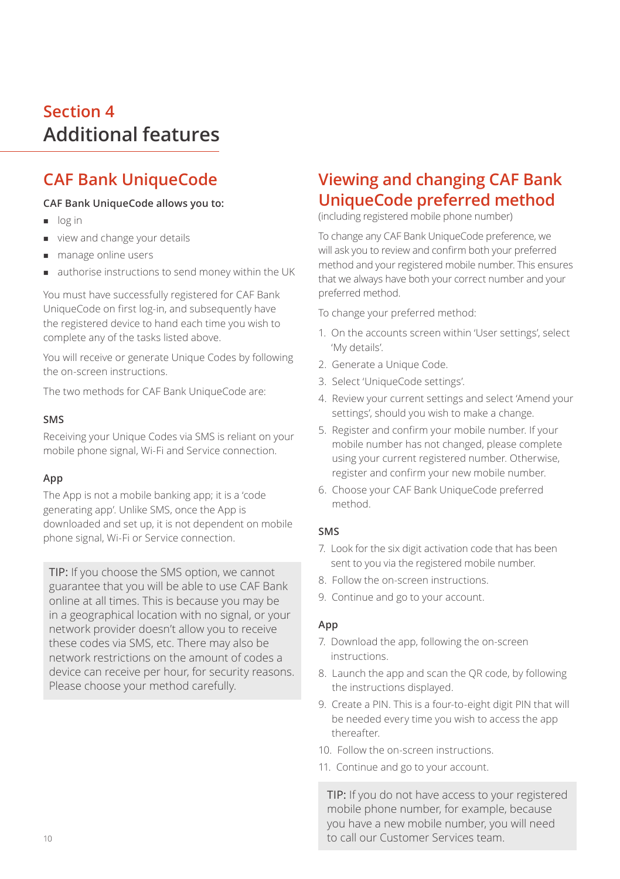## Section 4
# Additional features

## CAF Bank UniqueCode

**CAF Bank UniqueCode allows you to:**

- log in
- view and change your details
- manage online users
- authorise instructions to send money within the UK

You must have successfully registered for CAF Bank UniqueCode on first log-in, and subsequently have the registered device to hand each time you wish to complete any of the tasks listed above.

You will receive or generate Unique Codes by following the on-screen instructions.

The two methods for CAF Bank UniqueCode are:

### SMS

Receiving your Unique Codes via SMS is reliant on your mobile phone signal, Wi-Fi and Service connection.

### App

The App is not a mobile banking app; it is a 'code generating app'. Unlike SMS, once the App is downloaded and set up, it is not dependent on mobile phone signal, Wi-Fi or Service connection.

TIP: If you choose the SMS option, we cannot guarantee that you will be able to use CAF Bank online at all times. This is because you may be in a geographical location with no signal, or your network provider doesn't allow you to receive these codes via SMS, etc. There may also be network restrictions on the amount of codes a device can receive per hour, for security reasons. Please choose your method carefully.

## Viewing and changing CAF Bank UniqueCode preferred method

(including registered mobile phone number)

To change any CAF Bank UniqueCode preference, we will ask you to review and confirm both your preferred method and your registered mobile number. This ensures that we always have both your correct number and your preferred method.

To change your preferred method:

1. On the accounts screen within 'User settings', select 'My details'.
2. Generate a Unique Code.
3. Select 'UniqueCode settings'.
4. Review your current settings and select 'Amend your settings', should you wish to make a change.
5. Register and confirm your mobile number. If your mobile number has not changed, please complete using your current registered number. Otherwise, register and confirm your new mobile number.
6. Choose your CAF Bank UniqueCode preferred method.

### SMS

7. Look for the six digit activation code that has been sent to you via the registered mobile number.
8. Follow the on-screen instructions.
9. Continue and go to your account.

### App

7. Download the app, following the on-screen instructions.
8. Launch the app and scan the QR code, by following the instructions displayed.
9. Create a PIN. This is a four-to-eight digit PIN that will be needed every time you wish to access the app thereafter.
10. Follow the on-screen instructions.
11. Continue and go to your account.

TIP: If you do not have access to your registered mobile phone number, for example, because you have a new mobile number, you will need to call our Customer Services team.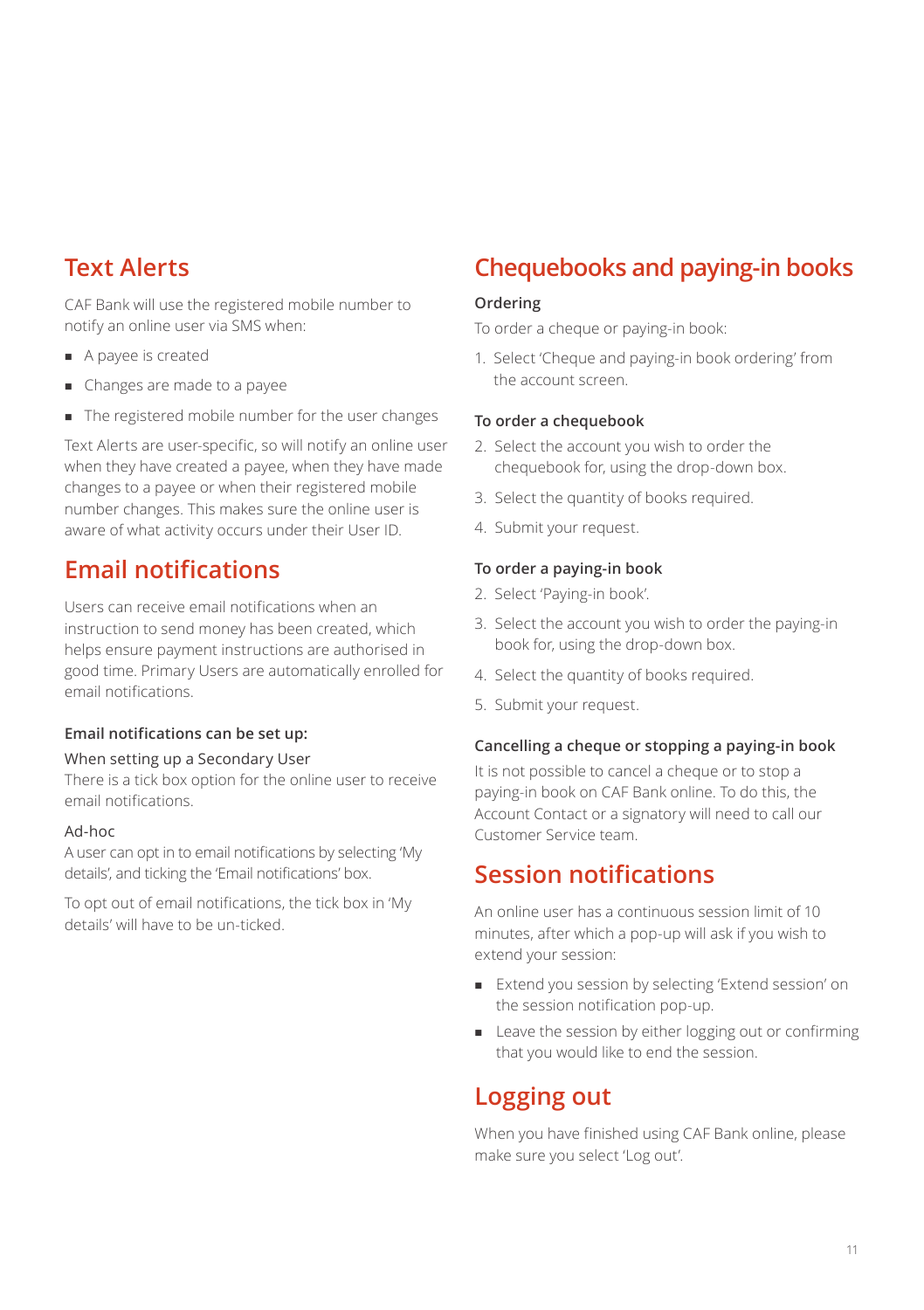## Text Alerts

CAF Bank will use the registered mobile number to notify an online user via SMS when:

- A payee is created
- Changes are made to a payee
- The registered mobile number for the user changes

Text Alerts are user-specific, so will notify an online user when they have created a payee, when they have made changes to a payee or when their registered mobile number changes. This makes sure the online user is aware of what activity occurs under their User ID.

## Email notifications

Users can receive email notifications when an instruction to send money has been created, which helps ensure payment instructions are authorised in good time. Primary Users are automatically enrolled for email notifications.

**Email notifications can be set up:**

When setting up a Secondary User
There is a tick box option for the online user to receive email notifications.

Ad-hoc
A user can opt in to email notifications by selecting 'My details', and ticking the 'Email notifications' box.

To opt out of email notifications, the tick box in 'My details' will have to be un-ticked.

## Chequebooks and paying-in books

**Ordering**

To order a cheque or paying-in book:

1. Select 'Cheque and paying-in book ordering' from the account screen.

**To order a chequebook**

2. Select the account you wish to order the chequebook for, using the drop-down box.
3. Select the quantity of books required.
4. Submit your request.

**To order a paying-in book**

2. Select 'Paying-in book'.
3. Select the account you wish to order the paying-in book for, using the drop-down box.
4. Select the quantity of books required.
5. Submit your request.

**Cancelling a cheque or stopping a paying-in book**

It is not possible to cancel a cheque or to stop a paying-in book on CAF Bank online. To do this, the Account Contact or a signatory will need to call our Customer Service team.

## Session notifications

An online user has a continuous session limit of 10 minutes, after which a pop-up will ask if you wish to extend your session:

- Extend you session by selecting 'Extend session' on the session notification pop-up.
- Leave the session by either logging out or confirming that you would like to end the session.

## Logging out

When you have finished using CAF Bank online, please make sure you select 'Log out'.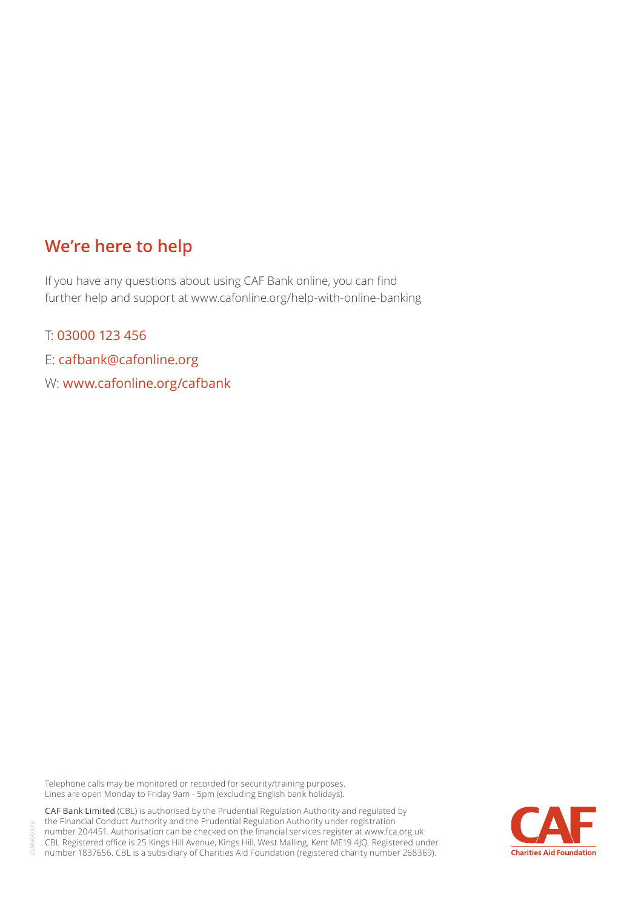## We're here to help

If you have any questions about using CAF Bank online, you can find further help and support at www.cafonline.org/help-with-online-banking

T: 03000 123 456

E: cafbank@cafonline.org

W: www.cafonline.org/cafbank

Telephone calls may be monitored or recorded for security/training purposes.
Lines are open Monday to Friday 9am - 5pm (excluding English bank holidays).

CAF Bank Limited (CBL) is authorised by the Prudential Regulation Authority and regulated by the Financial Conduct Authority and the Prudential Regulation Authority under registration number 204451. Authorisation can be checked on the financial services register at www.fca.org.uk
CBL Registered office is 25 Kings Hill Avenue, Kings Hill, West Malling, Kent ME19 4JQ. Registered under number 1837656. CBL is a subsidiary of Charities Aid Foundation (registered charity number 268369).

25966/0319

CAF
Charities Aid Foundation